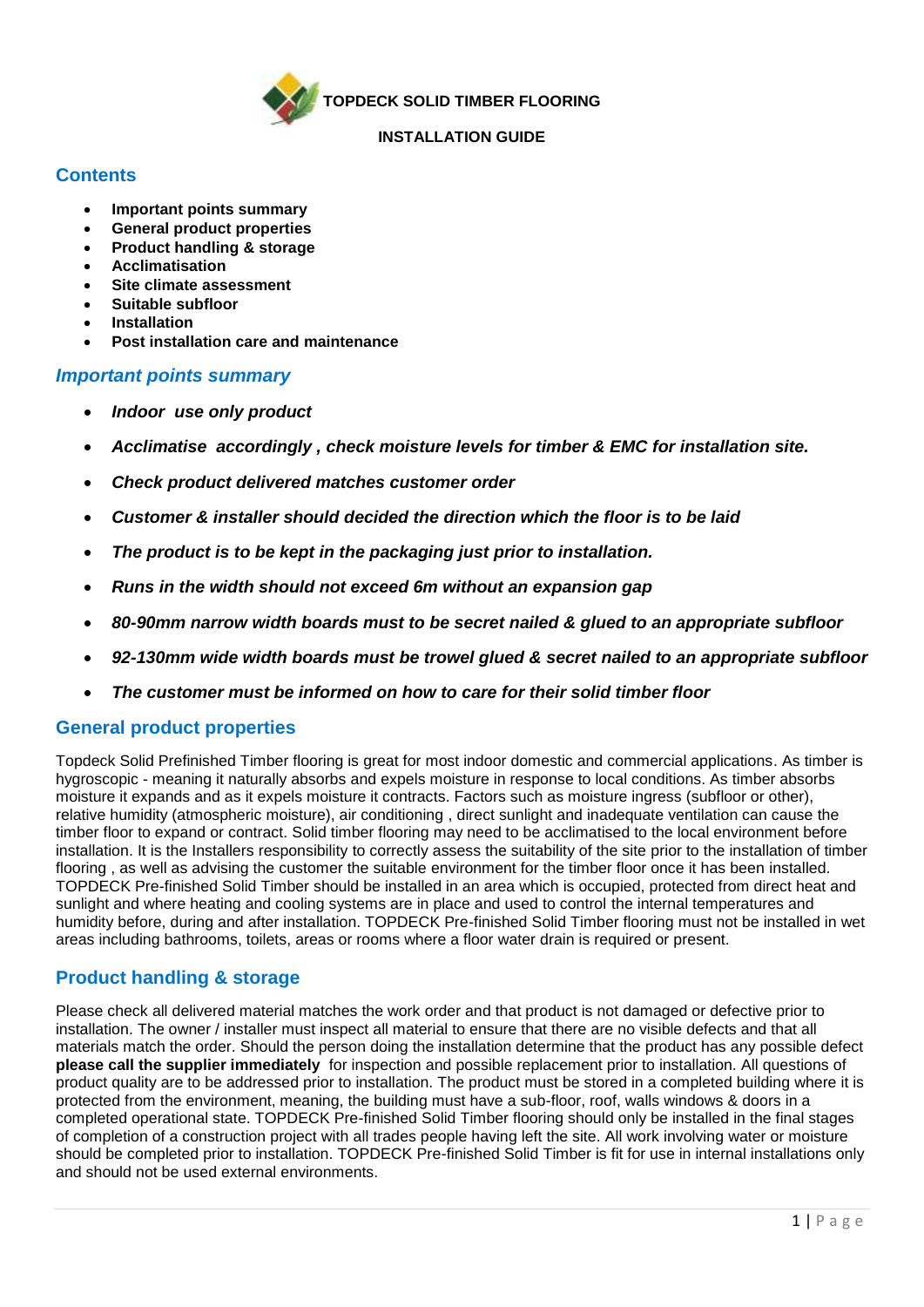# TOPDECK SOLID TIMBER FLOORING

**INSTALLATION GUIDE**

## Contents

- **Important points summary**
- **General product properties**
- **Product handling & storage**
- **Acclimatisation**
- **Site climate assessment**
- **Suitable subfloor**
- **Installation**
- **Post installation care and maintenance**

## *Important points summary*

- ***Indoor use only product***
- ***Acclimatise accordingly , check moisture levels for timber & EMC for installation site.***
- ***Check product delivered matches customer order***
- ***Customer & installer should decided the direction which the floor is to be laid***
- ***The product is to be kept in the packaging just prior to installation.***
- ***Runs in the width should not exceed 6m without an expansion gap***
- ***80-90mm narrow width boards must to be secret nailed & glued to an appropriate subfloor***
- ***92-130mm wide width boards must be trowel glued & secret nailed to an appropriate subfloor***
- ***The customer must be informed on how to care for their solid timber floor***

## General product properties

Topdeck Solid Prefinished Timber flooring is great for most indoor domestic and commercial applications. As timber is hygroscopic - meaning it naturally absorbs and expels moisture in response to local conditions. As timber absorbs moisture it expands and as it expels moisture it contracts. Factors such as moisture ingress (subfloor or other), relative humidity (atmospheric moisture), air conditioning , direct sunlight and inadequate ventilation can cause the timber floor to expand or contract. Solid timber flooring may need to be acclimatised to the local environment before installation. It is the Installers responsibility to correctly assess the suitability of the site prior to the installation of timber flooring , as well as advising the customer the suitable environment for the timber floor once it has been installed. TOPDECK Pre-finished Solid Timber should be installed in an area which is occupied, protected from direct heat and sunlight and where heating and cooling systems are in place and used to control the internal temperatures and humidity before, during and after installation. TOPDECK Pre-finished Solid Timber flooring must not be installed in wet areas including bathrooms, toilets, areas or rooms where a floor water drain is required or present.

## Product handling & storage

Please check all delivered material matches the work order and that product is not damaged or defective prior to installation. The owner / installer must inspect all material to ensure that there are no visible defects and that all materials match the order. Should the person doing the installation determine that the product has any possible defect **please call the supplier immediately** for inspection and possible replacement prior to installation. All questions of product quality are to be addressed prior to installation. The product must be stored in a completed building where it is protected from the environment, meaning, the building must have a sub-floor, roof, walls windows & doors in a completed operational state. TOPDECK Pre-finished Solid Timber flooring should only be installed in the final stages of completion of a construction project with all trades people having left the site. All work involving water or moisture should be completed prior to installation. TOPDECK Pre-finished Solid Timber is fit for use in internal installations only and should not be used external environments.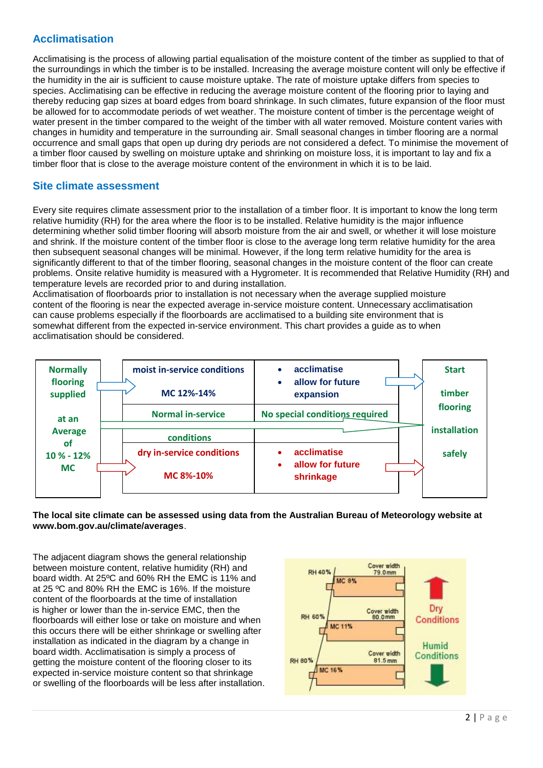## Acclimatisation

Acclimatising is the process of allowing partial equalisation of the moisture content of the timber as supplied to that of the surroundings in which the timber is to be installed. Increasing the average moisture content will only be effective if the humidity in the air is sufficient to cause moisture uptake. The rate of moisture uptake differs from species to species. Acclimatising can be effective in reducing the average moisture content of the flooring prior to laying and thereby reducing gap sizes at board edges from board shrinkage. In such climates, future expansion of the floor must be allowed for to accommodate periods of wet weather. The moisture content of timber is the percentage weight of water present in the timber compared to the weight of the timber with all water removed. Moisture content varies with changes in humidity and temperature in the surrounding air. Small seasonal changes in timber flooring are a normal occurrence and small gaps that open up during dry periods are not considered a defect. To minimise the movement of a timber floor caused by swelling on moisture uptake and shrinking on moisture loss, it is important to lay and fix a timber floor that is close to the average moisture content of the environment in which it is to be laid.

## Site climate assessment

Every site requires climate assessment prior to the installation of a timber floor. It is important to know the long term relative humidity (RH) for the area where the floor is to be installed. Relative humidity is the major influence determining whether solid timber flooring will absorb moisture from the air and swell, or whether it will lose moisture and shrink. If the moisture content of the timber floor is close to the average long term relative humidity for the area then subsequent seasonal changes will be minimal. However, if the long term relative humidity for the area is significantly different to that of the timber flooring, seasonal changes in the moisture content of the floor can create problems. Onsite relative humidity is measured with a Hygrometer. It is recommended that Relative Humidity (RH) and temperature levels are recorded prior to and during installation.
Acclimatisation of floorboards prior to installation is not necessary when the average supplied moisture content of the flooring is near the expected average in-service moisture content. Unnecessary acclimatisation can cause problems especially if the floorboards are acclimatised to a building site environment that is somewhat different from the expected in-service environment. This chart provides a guide as to when acclimatisation should be considered.

| Normally flooring supplied at an Average of 10 % - 12% MC | In-service conditions | Action | Start timber flooring installation safely |
|---|---|---|---|
| → | moist in-service conditions MC 12%-14% | • acclimatise • allow for future expansion | → |
| → | Normal in-service conditions | No special conditions required | → |
| → | dry in-service conditions MC 8%-10% | • acclimatise • allow for future shrinkage | → |

**The local site climate can be assessed using data from the Australian Bureau of Meteorology website at www.bom.gov.au/climate/averages**.

The adjacent diagram shows the general relationship between moisture content, relative humidity (RH) and board width. At 25ºC and 60% RH the EMC is 11% and at 25 ºC and 80% RH the EMC is 16%. If the moisture content of the floorboards at the time of installation is higher or lower than the in-service EMC, then the floorboards will either lose or take on moisture and when this occurs there will be either shrinkage or swelling after installation as indicated in the diagram by a change in board width. Acclimatisation is simply a process of getting the moisture content of the flooring closer to its expected in-service moisture content so that shrinkage or swelling of the floorboards will be less after installation.

| RH | MC | Cover width |
|---|---|---|
| RH 40% | MC 8% | 79.0mm |
| RH 60% | MC 11% | 80.0mm |
| RH 80% | MC 16% | 81.5mm |

Dry Conditions ↑ Humid Conditions ↓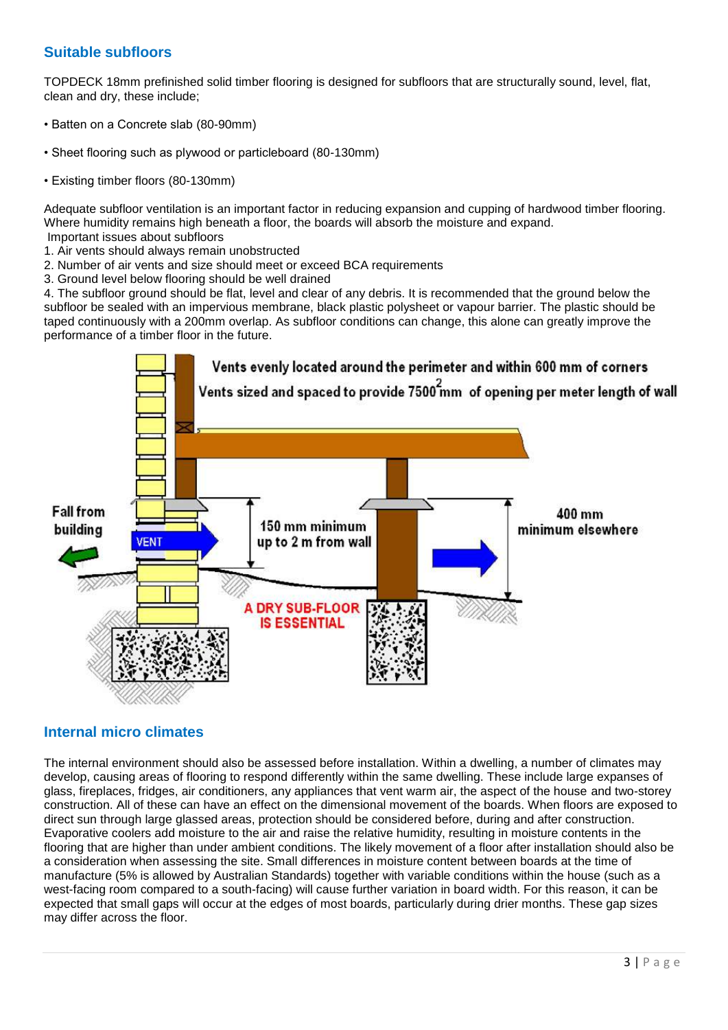## Suitable subfloors

TOPDECK 18mm prefinished solid timber flooring is designed for subfloors that are structurally sound, level, flat, clean and dry, these include;

- Batten on a Concrete slab (80-90mm)
- Sheet flooring such as plywood or particleboard (80-130mm)
- Existing timber floors (80-130mm)

Adequate subfloor ventilation is an important factor in reducing expansion and cupping of hardwood timber flooring. Where humidity remains high beneath a floor, the boards will absorb the moisture and expand.

Important issues about subfloors

1. Air vents should always remain unobstructed
2. Number of air vents and size should meet or exceed BCA requirements
3. Ground level below flooring should be well drained
4. The subfloor ground should be flat, level and clear of any debris. It is recommended that the ground below the subfloor be sealed with an impervious membrane, black plastic polysheet or vapour barrier. The plastic should be taped continuously with a 200mm overlap. As subfloor conditions can change, this alone can greatly improve the performance of a timber floor in the future.

Vents evenly located around the perimeter and within 600 mm of corners

Vents sized and spaced to provide 7500 mm$^2$ of opening per meter length of wall

Fall from building

VENT

150 mm minimum up to 2 m from wall

400 mm minimum elsewhere

A DRY SUB-FLOOR IS ESSENTIAL

## Internal micro climates

The internal environment should also be assessed before installation. Within a dwelling, a number of climates may develop, causing areas of flooring to respond differently within the same dwelling. These include large expanses of glass, fireplaces, fridges, air conditioners, any appliances that vent warm air, the aspect of the house and two-storey construction. All of these can have an effect on the dimensional movement of the boards. When floors are exposed to direct sun through large glassed areas, protection should be considered before, during and after construction. Evaporative coolers add moisture to the air and raise the relative humidity, resulting in moisture contents in the flooring that are higher than under ambient conditions. The likely movement of a floor after installation should also be a consideration when assessing the site. Small differences in moisture content between boards at the time of manufacture (5% is allowed by Australian Standards) together with variable conditions within the house (such as a west-facing room compared to a south-facing) will cause further variation in board width. For this reason, it can be expected that small gaps will occur at the edges of most boards, particularly during drier months. These gap sizes may differ across the floor.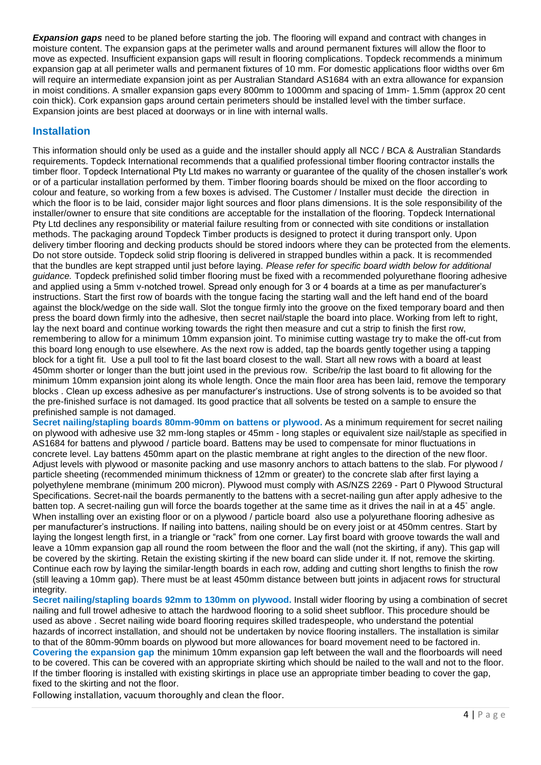***Expansion gaps*** need to be planed before starting the job. The flooring will expand and contract with changes in moisture content. The expansion gaps at the perimeter walls and around permanent fixtures will allow the floor to move as expected. Insufficient expansion gaps will result in flooring complications. Topdeck recommends a minimum expansion gap at all perimeter walls and permanent fixtures of 10 mm. For domestic applications floor widths over 6m will require an intermediate expansion joint as per Australian Standard AS1684 with an extra allowance for expansion in moist conditions. A smaller expansion gaps every 800mm to 1000mm and spacing of 1mm- 1.5mm (approx 20 cent coin thick). Cork expansion gaps around certain perimeters should be installed level with the timber surface. Expansion joints are best placed at doorways or in line with internal walls.

## Installation

This information should only be used as a guide and the installer should apply all NCC / BCA & Australian Standards requirements. Topdeck International recommends that a qualified professional timber flooring contractor installs the timber floor. Topdeck International Pty Ltd makes no warranty or guarantee of the quality of the chosen installer's work or of a particular installation performed by them. Timber flooring boards should be mixed on the floor according to colour and feature, so working from a few boxes is advised. The Customer / Installer must decide the direction in which the floor is to be laid, consider major light sources and floor plans dimensions. It is the sole responsibility of the installer/owner to ensure that site conditions are acceptable for the installation of the flooring. Topdeck International Pty Ltd declines any responsibility or material failure resulting from or connected with site conditions or installation methods. The packaging around Topdeck Timber products is designed to protect it during transport only. Upon delivery timber flooring and decking products should be stored indoors where they can be protected from the elements. Do not store outside. Topdeck solid strip flooring is delivered in strapped bundles within a pack. It is recommended that the bundles are kept strapped until just before laying. *Please refer for specific board width below for additional guidance.* Topdeck prefinished solid timber flooring must be fixed with a recommended polyurethane flooring adhesive and applied using a 5mm v-notched trowel. Spread only enough for 3 or 4 boards at a time as per manufacturer's instructions. Start the first row of boards with the tongue facing the starting wall and the left hand end of the board against the block/wedge on the side wall. Slot the tongue firmly into the groove on the fixed temporary board and then press the board down firmly into the adhesive, then secret nail/staple the board into place. Working from left to right, lay the next board and continue working towards the right then measure and cut a strip to finish the first row, remembering to allow for a minimum 10mm expansion joint. To minimise cutting wastage try to make the off-cut from this board long enough to use elsewhere. As the next row is added, tap the boards gently together using a tapping block for a tight fit. Use a pull tool to fit the last board closest to the wall. Start all new rows with a board at least 450mm shorter or longer than the butt joint used in the previous row. Scribe/rip the last board to fit allowing for the minimum 10mm expansion joint along its whole length. Once the main floor area has been laid, remove the temporary blocks . Clean up excess adhesive as per manufacturer's instructions. Use of strong solvents is to be avoided so that the pre-finished surface is not damaged. Its good practice that all solvents be tested on a sample to ensure the prefinished sample is not damaged.

**Secret nailing/stapling boards 80mm-90mm on battens or plywood.** As a minimum requirement for secret nailing on plywood with adhesive use 32 mm-long staples or 45mm - long staples or equivalent size nail/staple as specified in AS1684 for battens and plywood / particle board. Battens may be used to compensate for minor fluctuations in concrete level. Lay battens 450mm apart on the plastic membrane at right angles to the direction of the new floor. Adjust levels with plywood or masonite packing and use masonry anchors to attach battens to the slab. For plywood / particle sheeting (recommended minimum thickness of 12mm or greater) to the concrete slab after first laying a polyethylene membrane (minimum 200 micron). Plywood must comply with AS/NZS 2269 - Part 0 Plywood Structural Specifications. Secret-nail the boards permanently to the battens with a secret-nailing gun after apply adhesive to the batten top. A secret-nailing gun will force the boards together at the same time as it drives the nail in at a 45˚ angle. When installing over an existing floor or on a plywood / particle board also use a polyurethane flooring adhesive as per manufacturer's instructions. If nailing into battens, nailing should be on every joist or at 450mm centres. Start by laying the longest length first, in a triangle or "rack" from one corner. Lay first board with groove towards the wall and leave a 10mm expansion gap all round the room between the floor and the wall (not the skirting, if any). This gap will be covered by the skirting. Retain the existing skirting if the new board can slide under it. If not, remove the skirting. Continue each row by laying the similar-length boards in each row, adding and cutting short lengths to finish the row (still leaving a 10mm gap). There must be at least 450mm distance between butt joints in adjacent rows for structural integrity.

**Secret nailing/stapling boards 92mm to 130mm on plywood.** Install wider flooring by using a combination of secret nailing and full trowel adhesive to attach the hardwood flooring to a solid sheet subfloor. This procedure should be used as above . Secret nailing wide board flooring requires skilled tradespeople, who understand the potential hazards of incorrect installation, and should not be undertaken by novice flooring installers. The installation is similar to that of the 80mm-90mm boards on plywood but more allowances for board movement need to be factored in.

**Covering the expansion gap** the minimum 10mm expansion gap left between the wall and the floorboards will need to be covered. This can be covered with an appropriate skirting which should be nailed to the wall and not to the floor. If the timber flooring is installed with existing skirtings in place use an appropriate timber beading to cover the gap, fixed to the skirting and not the floor.

Following installation, vacuum thoroughly and clean the floor.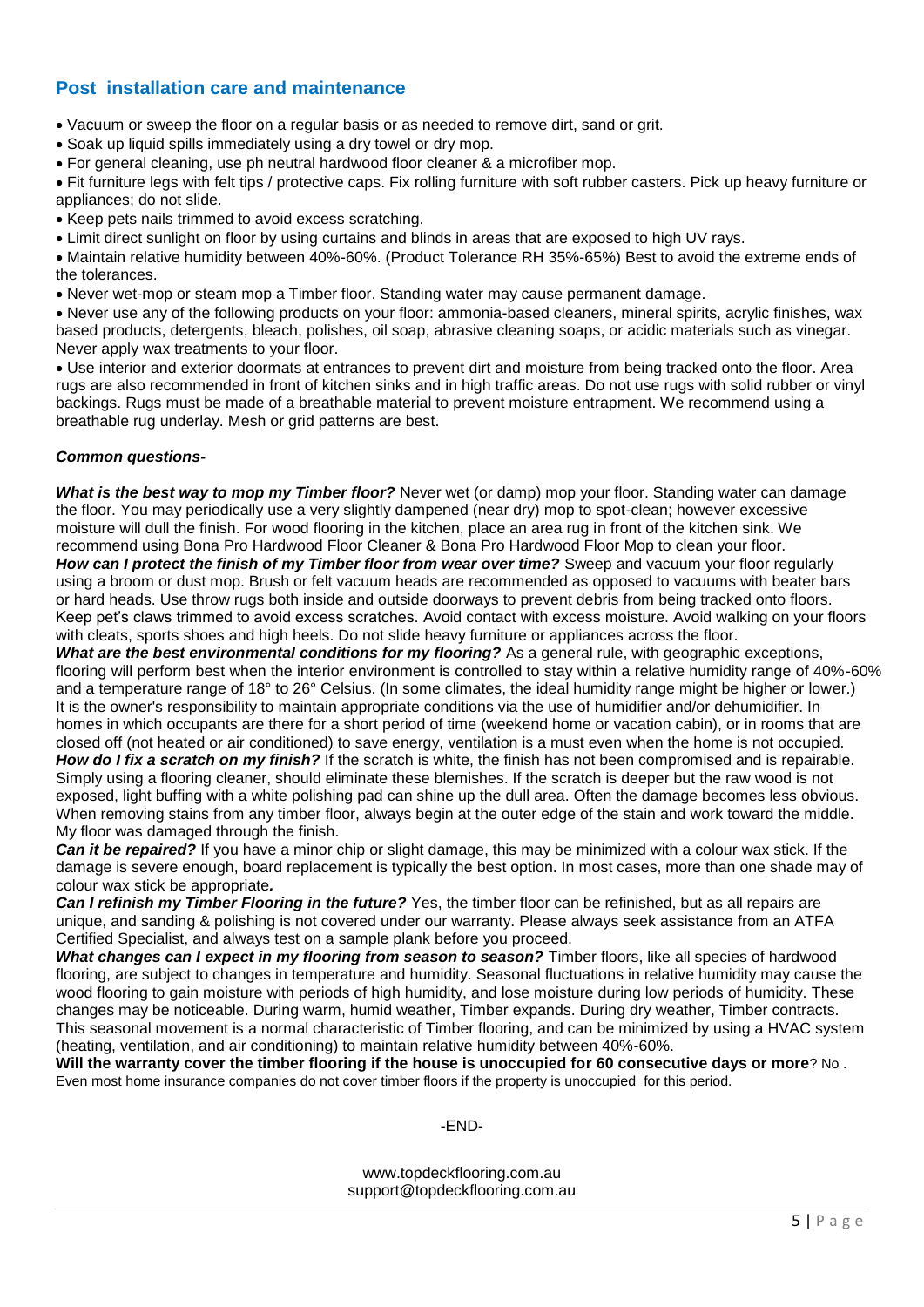## Post installation care and maintenance

- Vacuum or sweep the floor on a regular basis or as needed to remove dirt, sand or grit.
- Soak up liquid spills immediately using a dry towel or dry mop.
- For general cleaning, use ph neutral hardwood floor cleaner & a microfiber mop.
- Fit furniture legs with felt tips / protective caps. Fix rolling furniture with soft rubber casters. Pick up heavy furniture or appliances; do not slide.
- Keep pets nails trimmed to avoid excess scratching.
- Limit direct sunlight on floor by using curtains and blinds in areas that are exposed to high UV rays.
- Maintain relative humidity between 40%-60%. (Product Tolerance RH 35%-65%) Best to avoid the extreme ends of the tolerances.
- Never wet-mop or steam mop a Timber floor. Standing water may cause permanent damage.
- Never use any of the following products on your floor: ammonia-based cleaners, mineral spirits, acrylic finishes, wax based products, detergents, bleach, polishes, oil soap, abrasive cleaning soaps, or acidic materials such as vinegar. Never apply wax treatments to your floor.
- Use interior and exterior doormats at entrances to prevent dirt and moisture from being tracked onto the floor. Area rugs are also recommended in front of kitchen sinks and in high traffic areas. Do not use rugs with solid rubber or vinyl backings. Rugs must be made of a breathable material to prevent moisture entrapment. We recommend using a breathable rug underlay. Mesh or grid patterns are best.

***Common questions-***

***What is the best way to mop my Timber floor?*** Never wet (or damp) mop your floor. Standing water can damage the floor. You may periodically use a very slightly dampened (near dry) mop to spot-clean; however excessive moisture will dull the finish. For wood flooring in the kitchen, place an area rug in front of the kitchen sink. We recommend using Bona Pro Hardwood Floor Cleaner & Bona Pro Hardwood Floor Mop to clean your floor.

***How can I protect the finish of my Timber floor from wear over time?*** Sweep and vacuum your floor regularly using a broom or dust mop. Brush or felt vacuum heads are recommended as opposed to vacuums with beater bars or hard heads. Use throw rugs both inside and outside doorways to prevent debris from being tracked onto floors. Keep pet's claws trimmed to avoid excess scratches. Avoid contact with excess moisture. Avoid walking on your floors with cleats, sports shoes and high heels. Do not slide heavy furniture or appliances across the floor.

***What are the best environmental conditions for my flooring?*** As a general rule, with geographic exceptions, flooring will perform best when the interior environment is controlled to stay within a relative humidity range of 40%-60% and a temperature range of 18° to 26° Celsius. (In some climates, the ideal humidity range might be higher or lower.) It is the owner's responsibility to maintain appropriate conditions via the use of humidifier and/or dehumidifier. In homes in which occupants are there for a short period of time (weekend home or vacation cabin), or in rooms that are closed off (not heated or air conditioned) to save energy, ventilation is a must even when the home is not occupied.

***How do I fix a scratch on my finish?*** If the scratch is white, the finish has not been compromised and is repairable. Simply using a flooring cleaner, should eliminate these blemishes. If the scratch is deeper but the raw wood is not exposed, light buffing with a white polishing pad can shine up the dull area. Often the damage becomes less obvious. When removing stains from any timber floor, always begin at the outer edge of the stain and work toward the middle. My floor was damaged through the finish.

***Can it be repaired?*** If you have a minor chip or slight damage, this may be minimized with a colour wax stick. If the damage is severe enough, board replacement is typically the best option. In most cases, more than one shade may of colour wax stick be appropriate***.***

***Can I refinish my Timber Flooring in the future?*** Yes, the timber floor can be refinished, but as all repairs are unique, and sanding & polishing is not covered under our warranty. Please always seek assistance from an ATFA Certified Specialist, and always test on a sample plank before you proceed.

***What changes can I expect in my flooring from season to season?*** Timber floors, like all species of hardwood flooring, are subject to changes in temperature and humidity. Seasonal fluctuations in relative humidity may cause the wood flooring to gain moisture with periods of high humidity, and lose moisture during low periods of humidity. These changes may be noticeable. During warm, humid weather, Timber expands. During dry weather, Timber contracts. This seasonal movement is a normal characteristic of Timber flooring, and can be minimized by using a HVAC system (heating, ventilation, and air conditioning) to maintain relative humidity between 40%-60%.

**Will the warranty cover the timber flooring if the house is unoccupied for 60 consecutive days or more**? No . Even most home insurance companies do not cover timber floors if the property is unoccupied for this period.

-END-

www.topdeckflooring.com.au
support@topdeckflooring.com.au